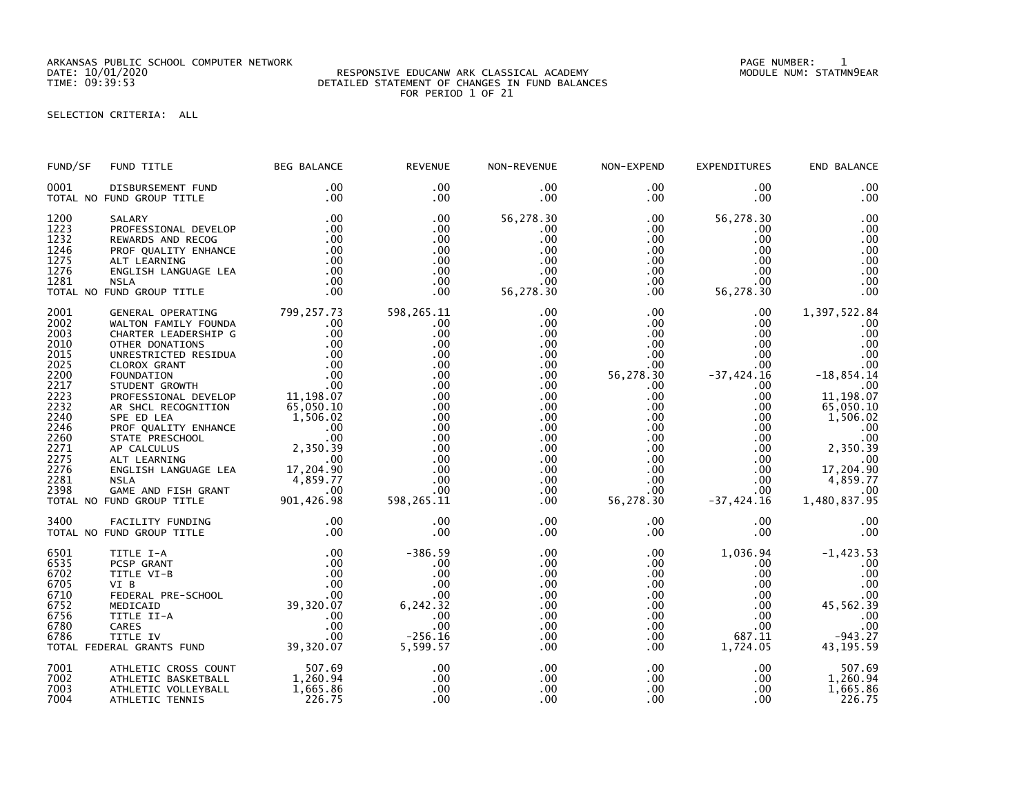ARKANSAS PUBLIC SCHOOL COMPUTER NETWORK
DATE: 10/01/2020
TIME: 09:39:53

RESPONSIVE EDUCANW ARK CLASSICAL ACADEMY
DETAILED STATEMENT OF CHANGES IN FUND BALANCES
FOR PERIOD 1 OF 21

PAGE NUMBER: 1
MODULE NUM: STATMN9EAR

SELECTION CRITERIA: ALL

| FUND/SF | FUND TITLE | BEG BALANCE | REVENUE | NON-REVENUE | NON-EXPEND | EXPENDITURES | END BALANCE |
|---|---|---|---|---|---|---|---|
| 0001 | DISBURSEMENT FUND | .00 | .00 | .00 | .00 | .00 | .00 |
| TOTAL NO FUND GROUP TITLE | | .00 | .00 | .00 | .00 | .00 | .00 |
| 1200 | SALARY | .00 | .00 | 56,278.30 | .00 | 56,278.30 | .00 |
| 1223 | PROFESSIONAL DEVELOP | .00 | .00 | .00 | .00 | .00 | .00 |
| 1232 | REWARDS AND RECOG | .00 | .00 | .00 | .00 | .00 | .00 |
| 1246 | PROF QUALITY ENHANCE | .00 | .00 | .00 | .00 | .00 | .00 |
| 1275 | ALT LEARNING | .00 | .00 | .00 | .00 | .00 | .00 |
| 1276 | ENGLISH LANGUAGE LEA | .00 | .00 | .00 | .00 | .00 | .00 |
| 1281 | NSLA | .00 | .00 | .00 | .00 | .00 | .00 |
| TOTAL NO FUND GROUP TITLE | | .00 | .00 | 56,278.30 | .00 | 56,278.30 | .00 |
| 2001 | GENERAL OPERATING | 799,257.73 | 598,265.11 | .00 | .00 | .00 | 1,397,522.84 |
| 2002 | WALTON FAMILY FOUNDA | .00 | .00 | .00 | .00 | .00 | .00 |
| 2003 | CHARTER LEADERSHIP G | .00 | .00 | .00 | .00 | .00 | .00 |
| 2010 | OTHER DONATIONS | .00 | .00 | .00 | .00 | .00 | .00 |
| 2015 | UNRESTRICTED RESIDUA | .00 | .00 | .00 | .00 | .00 | .00 |
| 2025 | CLOROX GRANT | .00 | .00 | .00 | .00 | .00 | .00 |
| 2200 | FOUNDATION | .00 | .00 | .00 | 56,278.30 | -37,424.16 | -18,854.14 |
| 2217 | STUDENT GROWTH | .00 | .00 | .00 | .00 | .00 | .00 |
| 2223 | PROFESSIONAL DEVELOP | 11,198.07 | .00 | .00 | .00 | .00 | 11,198.07 |
| 2232 | AR SHCL RECOGNITION | 65,050.10 | .00 | .00 | .00 | .00 | 65,050.10 |
| 2240 | SPE ED LEA | 1,506.02 | .00 | .00 | .00 | .00 | 1,506.02 |
| 2246 | PROF QUALITY ENHANCE | .00 | .00 | .00 | .00 | .00 | .00 |
| 2260 | STATE PRESCHOOL | .00 | .00 | .00 | .00 | .00 | .00 |
| 2271 | AP CALCULUS | 2,350.39 | .00 | .00 | .00 | .00 | 2,350.39 |
| 2275 | ALT LEARNING | .00 | .00 | .00 | .00 | .00 | .00 |
| 2276 | ENGLISH LANGUAGE LEA | 17,204.90 | .00 | .00 | .00 | .00 | 17,204.90 |
| 2281 | NSLA | 4,859.77 | .00 | .00 | .00 | .00 | 4,859.77 |
| 2398 | GAME AND FISH GRANT | .00 | .00 | .00 | .00 | .00 | .00 |
| TOTAL NO FUND GROUP TITLE | | 901,426.98 | 598,265.11 | .00 | 56,278.30 | -37,424.16 | 1,480,837.95 |
| 3400 | FACILITY FUNDING | .00 | .00 | .00 | .00 | .00 | .00 |
| TOTAL NO FUND GROUP TITLE | | .00 | .00 | .00 | .00 | .00 | .00 |
| 6501 | TITLE I-A | .00 | -386.59 | .00 | .00 | 1,036.94 | -1,423.53 |
| 6535 | PCSP GRANT | .00 | .00 | .00 | .00 | .00 | .00 |
| 6702 | TITLE VI-B | .00 | .00 | .00 | .00 | .00 | .00 |
| 6705 | VI B | .00 | .00 | .00 | .00 | .00 | .00 |
| 6710 | FEDERAL PRE-SCHOOL | .00 | .00 | .00 | .00 | .00 | .00 |
| 6752 | MEDICAID | 39,320.07 | 6,242.32 | .00 | .00 | .00 | 45,562.39 |
| 6756 | TITLE II-A | .00 | .00 | .00 | .00 | .00 | .00 |
| 6780 | CARES | .00 | .00 | .00 | .00 | .00 | .00 |
| 6786 | TITLE IV | .00 | -256.16 | .00 | .00 | 687.11 | -943.27 |
| TOTAL FEDERAL GRANTS FUND | | 39,320.07 | 5,599.57 | .00 | .00 | 1,724.05 | 43,195.59 |
| 7001 | ATHLETIC CROSS COUNT | 507.69 | .00 | .00 | .00 | .00 | 507.69 |
| 7002 | ATHLETIC BASKETBALL | 1,260.94 | .00 | .00 | .00 | .00 | 1,260.94 |
| 7003 | ATHLETIC VOLLEYBALL | 1,665.86 | .00 | .00 | .00 | .00 | 1,665.86 |
| 7004 | ATHLETIC TENNIS | 226.75 | .00 | .00 | .00 | .00 | 226.75 |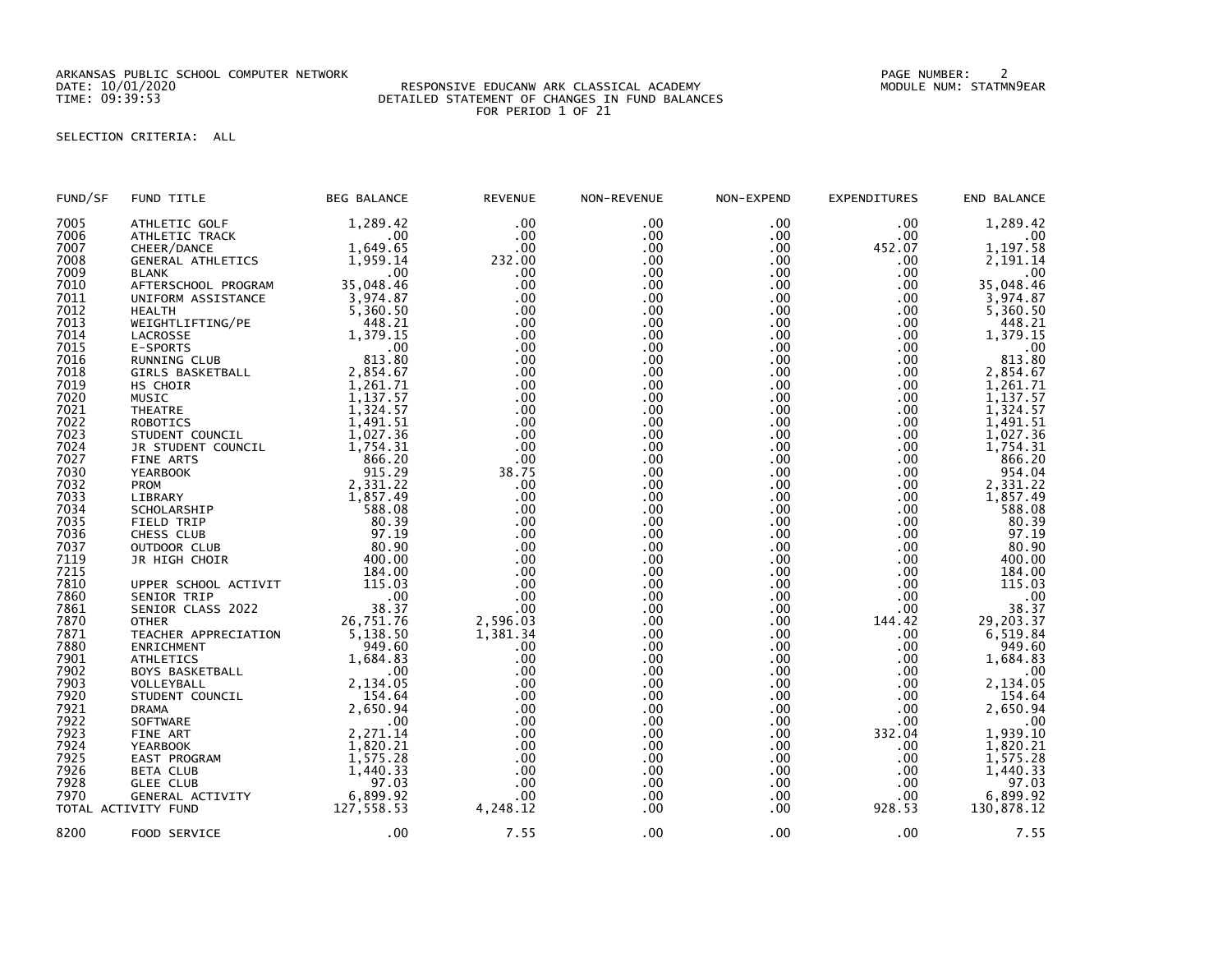ARKANSAS PUBLIC SCHOOL COMPUTER NETWORK
DATE: 10/01/2020
TIME: 09:39:53

RESPONSIVE EDUCANW ARK CLASSICAL ACADEMY
DETAILED STATEMENT OF CHANGES IN FUND BALANCES
FOR PERIOD 1 OF 21

PAGE NUMBER: 2
MODULE NUM: STATMN9EAR

SELECTION CRITERIA: ALL

| FUND/SF | FUND TITLE | BEG BALANCE | REVENUE | NON-REVENUE | NON-EXPEND | EXPENDITURES | END BALANCE |
|---|---|---|---|---|---|---|---|
| 7005 | ATHLETIC GOLF | 1,289.42 | .00 | .00 | .00 | .00 | 1,289.42 |
| 7006 | ATHLETIC TRACK | .00 | .00 | .00 | .00 | .00 | .00 |
| 7007 | CHEER/DANCE | 1,649.65 | .00 | .00 | .00 | 452.07 | 1,197.58 |
| 7008 | GENERAL ATHLETICS | 1,959.14 | 232.00 | .00 | .00 | .00 | 2,191.14 |
| 7009 | BLANK | .00 | .00 | .00 | .00 | .00 | .00 |
| 7010 | AFTERSCHOOL PROGRAM | 35,048.46 | .00 | .00 | .00 | .00 | 35,048.46 |
| 7011 | UNIFORM ASSISTANCE | 3,974.87 | .00 | .00 | .00 | .00 | 3,974.87 |
| 7012 | HEALTH | 5,360.50 | .00 | .00 | .00 | .00 | 5,360.50 |
| 7013 | WEIGHTLIFTING/PE | 448.21 | .00 | .00 | .00 | .00 | 448.21 |
| 7014 | LACROSSE | 1,379.15 | .00 | .00 | .00 | .00 | 1,379.15 |
| 7015 | E-SPORTS | .00 | .00 | .00 | .00 | .00 | .00 |
| 7016 | RUNNING CLUB | 813.80 | .00 | .00 | .00 | .00 | 813.80 |
| 7018 | GIRLS BASKETBALL | 2,854.67 | .00 | .00 | .00 | .00 | 2,854.67 |
| 7019 | HS CHOIR | 1,261.71 | .00 | .00 | .00 | .00 | 1,261.71 |
| 7020 | MUSIC | 1,137.57 | .00 | .00 | .00 | .00 | 1,137.57 |
| 7021 | THEATRE | 1,324.57 | .00 | .00 | .00 | .00 | 1,324.57 |
| 7022 | ROBOTICS | 1,491.51 | .00 | .00 | .00 | .00 | 1,491.51 |
| 7023 | STUDENT COUNCIL | 1,027.36 | .00 | .00 | .00 | .00 | 1,027.36 |
| 7024 | JR STUDENT COUNCIL | 1,754.31 | .00 | .00 | .00 | .00 | 1,754.31 |
| 7027 | FINE ARTS | 866.20 | .00 | .00 | .00 | .00 | 866.20 |
| 7030 | YEARBOOK | 915.29 | 38.75 | .00 | .00 | .00 | 954.04 |
| 7032 | PROM | 2,331.22 | .00 | .00 | .00 | .00 | 2,331.22 |
| 7033 | LIBRARY | 1,857.49 | .00 | .00 | .00 | .00 | 1,857.49 |
| 7034 | SCHOLARSHIP | 588.08 | .00 | .00 | .00 | .00 | 588.08 |
| 7035 | FIELD TRIP | 80.39 | .00 | .00 | .00 | .00 | 80.39 |
| 7036 | CHESS CLUB | 97.19 | .00 | .00 | .00 | .00 | 97.19 |
| 7037 | OUTDOOR CLUB | 80.90 | .00 | .00 | .00 | .00 | 80.90 |
| 7119 | JR HIGH CHOIR | 400.00 | .00 | .00 | .00 | .00 | 400.00 |
| 7215 | | 184.00 | .00 | .00 | .00 | .00 | 184.00 |
| 7810 | UPPER SCHOOL ACTIVIT | 115.03 | .00 | .00 | .00 | .00 | 115.03 |
| 7860 | SENIOR TRIP | .00 | .00 | .00 | .00 | .00 | .00 |
| 7861 | SENIOR CLASS 2022 | 38.37 | .00 | .00 | .00 | .00 | 38.37 |
| 7870 | OTHER | 26,751.76 | 2,596.03 | .00 | .00 | 144.42 | 29,203.37 |
| 7871 | TEACHER APPRECIATION | 5,138.50 | 1,381.34 | .00 | .00 | .00 | 6,519.84 |
| 7880 | ENRICHMENT | 949.60 | .00 | .00 | .00 | .00 | 949.60 |
| 7901 | ATHLETICS | 1,684.83 | .00 | .00 | .00 | .00 | 1,684.83 |
| 7902 | BOYS BASKETBALL | .00 | .00 | .00 | .00 | .00 | .00 |
| 7903 | VOLLEYBALL | 2,134.05 | .00 | .00 | .00 | .00 | 2,134.05 |
| 7920 | STUDENT COUNCIL | 154.64 | .00 | .00 | .00 | .00 | 154.64 |
| 7921 | DRAMA | 2,650.94 | .00 | .00 | .00 | .00 | 2,650.94 |
| 7922 | SOFTWARE | .00 | .00 | .00 | .00 | .00 | .00 |
| 7923 | FINE ART | 2,271.14 | .00 | .00 | .00 | 332.04 | 1,939.10 |
| 7924 | YEARBOOK | 1,820.21 | .00 | .00 | .00 | .00 | 1,820.21 |
| 7925 | EAST PROGRAM | 1,575.28 | .00 | .00 | .00 | .00 | 1,575.28 |
| 7926 | BETA CLUB | 1,440.33 | .00 | .00 | .00 | .00 | 1,440.33 |
| 7928 | GLEE CLUB | 97.03 | .00 | .00 | .00 | .00 | 97.03 |
| 7970 | GENERAL ACTIVITY | 6,899.92 | .00 | .00 | .00 | .00 | 6,899.92 |
| TOTAL ACTIVITY FUND | | 127,558.53 | 4,248.12 | .00 | .00 | 928.53 | 130,878.12 |
| 8200 | FOOD SERVICE | .00 | 7.55 | .00 | .00 | .00 | 7.55 |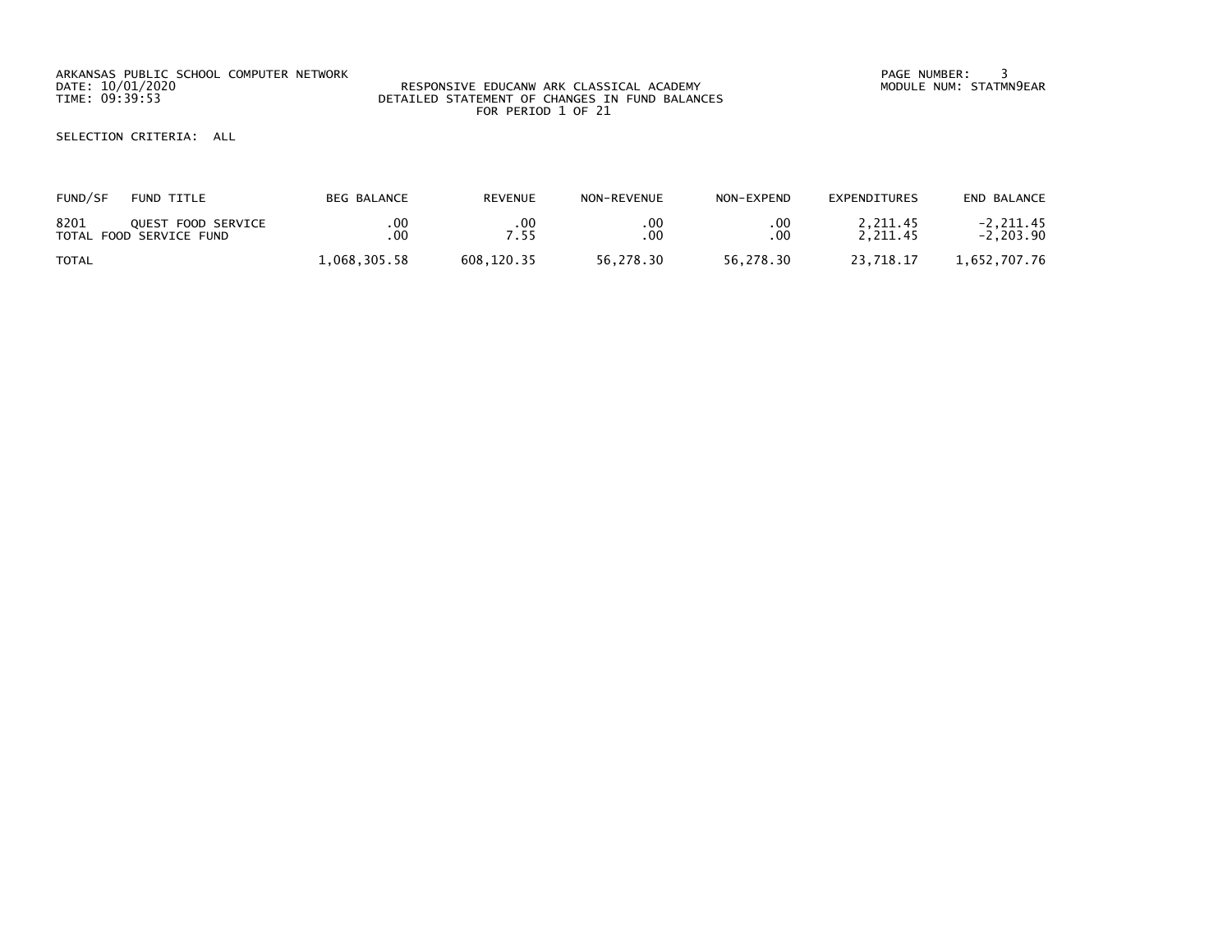ARKANSAS PUBLIC SCHOOL COMPUTER NETWORK
DATE: 10/01/2020
TIME: 09:39:53

RESPONSIVE EDUCANW ARK CLASSICAL ACADEMY
DETAILED STATEMENT OF CHANGES IN FUND BALANCES
FOR PERIOD 1 OF 21

MODULE NUM: STATMN9EAR

SELECTION CRITERIA: ALL

| FUND/SF | FUND TITLE | BEG BALANCE | REVENUE | NON-REVENUE | NON-EXPEND | EXPENDITURES | END BALANCE |
|---|---|---|---|---|---|---|---|
| 8201 | QUEST FOOD SERVICE | .00 | .00 | .00 | .00 | 2,211.45 | -2,211.45 |
| TOTAL FOOD SERVICE FUND | | .00 | 7.55 | .00 | .00 | 2,211.45 | -2,203.90 |
| TOTAL | | 1,068,305.58 | 608,120.35 | 56,278.30 | 56,278.30 | 23,718.17 | 1,652,707.76 |